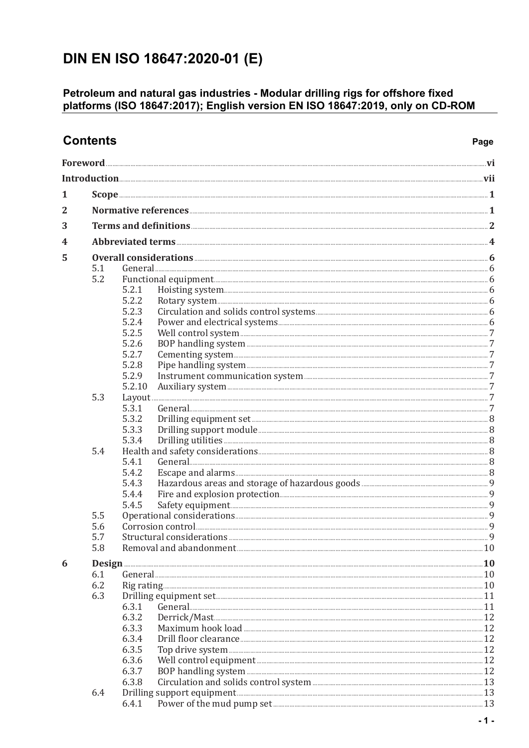# DIN EN ISO 18647:2020-01 (E)

**Petroleum and natural gas industries - Modular drilling rigs for offshore fixed platforms (ISO 18647:2017); English version EN ISO 18647:2019, only on CD-ROM**

## Contents

| | | | Page |
|---|---|---|---|
| **Foreword** | | | **vi** |
| **Introduction** | | | **vii** |
| **1** | **Scope** | | **1** |
| **2** | **Normative references** | | **1** |
| **3** | **Terms and definitions** | | **2** |
| **4** | **Abbreviated terms** | | **4** |
| **5** | **Overall considerations** | | **6** |
| | 5.1 | General | 6 |
| | 5.2 | Functional equipment | 6 |
| | | 5.2.1 Hoisting system | 6 |
| | | 5.2.2 Rotary system | 6 |
| | | 5.2.3 Circulation and solids control systems | 6 |
| | | 5.2.4 Power and electrical systems | 6 |
| | | 5.2.5 Well control system | 7 |
| | | 5.2.6 BOP handling system | 7 |
| | | 5.2.7 Cementing system | 7 |
| | | 5.2.8 Pipe handling system | 7 |
| | | 5.2.9 Instrument communication system | 7 |
| | | 5.2.10 Auxiliary system | 7 |
| | 5.3 | Layout | 7 |
| | | 5.3.1 General | 7 |
| | | 5.3.2 Drilling equipment set | 8 |
| | | 5.3.3 Drilling support module | 8 |
| | | 5.3.4 Drilling utilities | 8 |
| | 5.4 | Health and safety considerations | 8 |
| | | 5.4.1 General | 8 |
| | | 5.4.2 Escape and alarms | 8 |
| | | 5.4.3 Hazardous areas and storage of hazardous goods | 9 |
| | | 5.4.4 Fire and explosion protection | 9 |
| | | 5.4.5 Safety equipment | 9 |
| | 5.5 | Operational considerations | 9 |
| | 5.6 | Corrosion control | 9 |
| | 5.7 | Structural considerations | 9 |
| | 5.8 | Removal and abandonment | 10 |
| **6** | **Design** | | **10** |
| | 6.1 | General | 10 |
| | 6.2 | Rig rating | 10 |
| | 6.3 | Drilling equipment set | 11 |
| | | 6.3.1 General | 11 |
| | | 6.3.2 Derrick/Mast | 12 |
| | | 6.3.3 Maximum hook load | 12 |
| | | 6.3.4 Drill floor clearance | 12 |
| | | 6.3.5 Top drive system | 12 |
| | | 6.3.6 Well control equipment | 12 |
| | | 6.3.7 BOP handling system | 12 |
| | | 6.3.8 Circulation and solids control system | 13 |
| | 6.4 | Drilling support equipment | 13 |
| | | 6.4.1 Power of the mud pump set | 13 |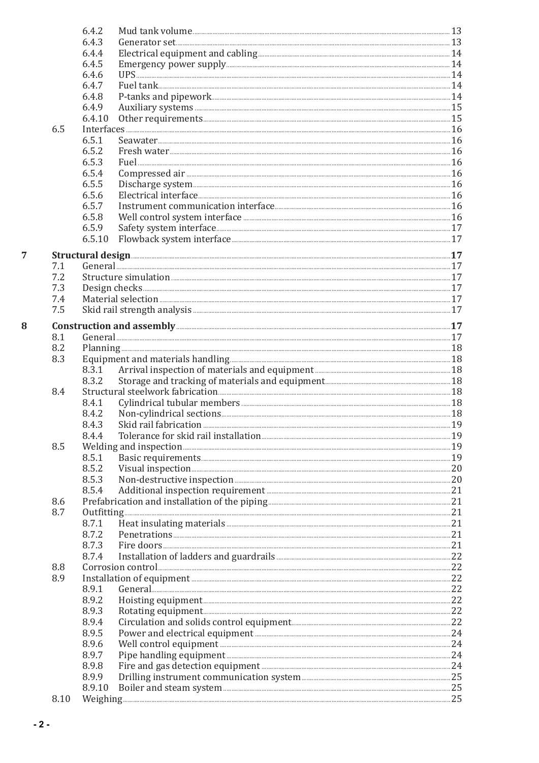| | | | |
|---|---|---|---|
| | 6.4.2 | Mud tank volume | 13 |
| | 6.4.3 | Generator set | 13 |
| | 6.4.4 | Electrical equipment and cabling | 14 |
| | 6.4.5 | Emergency power supply | 14 |
| | 6.4.6 | UPS | 14 |
| | 6.4.7 | Fuel tank | 14 |
| | 6.4.8 | P-tanks and pipework | 14 |
| | 6.4.9 | Auxiliary systems | 15 |
| | 6.4.10 | Other requirements | 15 |
| 6.5 | | Interfaces | 16 |
| | 6.5.1 | Seawater | 16 |
| | 6.5.2 | Fresh water | 16 |
| | 6.5.3 | Fuel | 16 |
| | 6.5.4 | Compressed air | 16 |
| | 6.5.5 | Discharge system | 16 |
| | 6.5.6 | Electrical interface | 16 |
| | 6.5.7 | Instrument communication interface | 16 |
| | 6.5.8 | Well control system interface | 16 |
| | 6.5.9 | Safety system interface | 17 |
| | 6.5.10 | Flowback system interface | 17 |

**7 Structural design** .... **17**

| | | |
|---|---|---|
| 7.1 | General | 17 |
| 7.2 | Structure simulation | 17 |
| 7.3 | Design checks | 17 |
| 7.4 | Material selection | 17 |
| 7.5 | Skid rail strength analysis | 17 |

**8 Construction and assembly** .... **17**

| | | | |
|---|---|---|---|
| 8.1 | | General | 17 |
| 8.2 | | Planning | 18 |
| 8.3 | | Equipment and materials handling | 18 |
| | 8.3.1 | Arrival inspection of materials and equipment | 18 |
| | 8.3.2 | Storage and tracking of materials and equipment | 18 |
| 8.4 | | Structural steelwork fabrication | 18 |
| | 8.4.1 | Cylindrical tubular members | 18 |
| | 8.4.2 | Non-cylindrical sections | 18 |
| | 8.4.3 | Skid rail fabrication | 19 |
| | 8.4.4 | Tolerance for skid rail installation | 19 |
| 8.5 | | Welding and inspection | 19 |
| | 8.5.1 | Basic requirements | 19 |
| | 8.5.2 | Visual inspection | 20 |
| | 8.5.3 | Non-destructive inspection | 20 |
| | 8.5.4 | Additional inspection requirement | 21 |
| 8.6 | | Prefabrication and installation of the piping | 21 |
| 8.7 | | Outfitting | 21 |
| | 8.7.1 | Heat insulating materials | 21 |
| | 8.7.2 | Penetrations | 21 |
| | 8.7.3 | Fire doors | 21 |
| | 8.7.4 | Installation of ladders and guardrails | 22 |
| 8.8 | | Corrosion control | 22 |
| 8.9 | | Installation of equipment | 22 |
| | 8.9.1 | General | 22 |
| | 8.9.2 | Hoisting equipment | 22 |
| | 8.9.3 | Rotating equipment | 22 |
| | 8.9.4 | Circulation and solids control equipment | 22 |
| | 8.9.5 | Power and electrical equipment | 24 |
| | 8.9.6 | Well control equipment | 24 |
| | 8.9.7 | Pipe handling equipment | 24 |
| | 8.9.8 | Fire and gas detection equipment | 24 |
| | 8.9.9 | Drilling instrument communication system | 25 |
| | 8.9.10 | Boiler and steam system | 25 |
| 8.10 | | Weighing | 25 |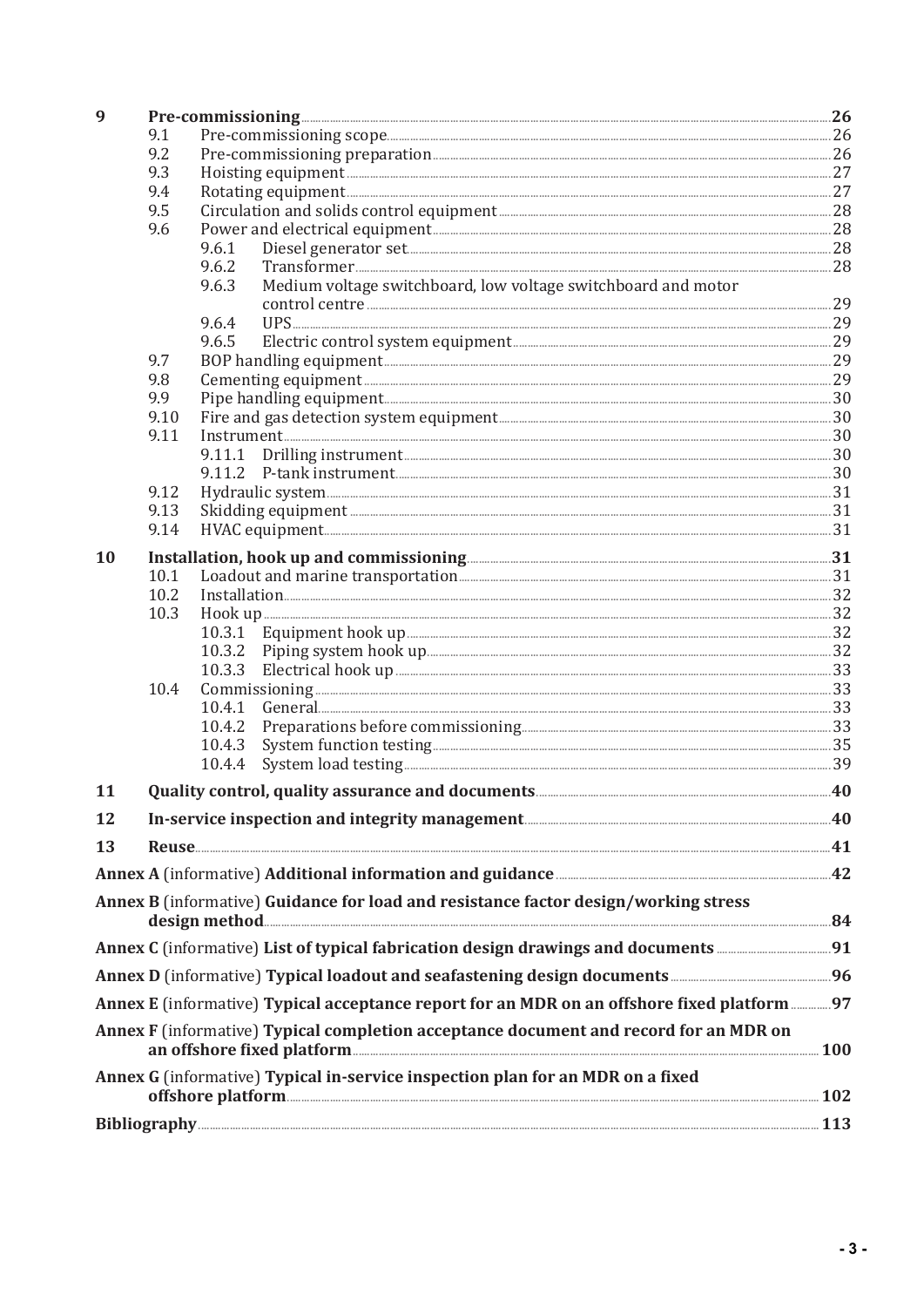**9 Pre-commissioning** 26

- 9.1 Pre-commissioning scope 26
- 9.2 Pre-commissioning preparation 26
- 9.3 Hoisting equipment 27
- 9.4 Rotating equipment 27
- 9.5 Circulation and solids control equipment 28
- 9.6 Power and electrical equipment 28
  - 9.6.1 Diesel generator set 28
  - 9.6.2 Transformer 28
  - 9.6.3 Medium voltage switchboard, low voltage switchboard and motor control centre 29
  - 9.6.4 UPS 29
  - 9.6.5 Electric control system equipment 29
- 9.7 BOP handling equipment 29
- 9.8 Cementing equipment 29
- 9.9 Pipe handling equipment 30
- 9.10 Fire and gas detection system equipment 30
- 9.11 Instrument 30
  - 9.11.1 Drilling instrument 30
  - 9.11.2 P-tank instrument 30
- 9.12 Hydraulic system 31
- 9.13 Skidding equipment 31
- 9.14 HVAC equipment 31

**10 Installation, hook up and commissioning** 31

- 10.1 Loadout and marine transportation 31
- 10.2 Installation 32
- 10.3 Hook up 32
  - 10.3.1 Equipment hook up 32
  - 10.3.2 Piping system hook up 32
  - 10.3.3 Electrical hook up 33
- 10.4 Commissioning 33
  - 10.4.1 General 33
  - 10.4.2 Preparations before commissioning 33
  - 10.4.3 System function testing 35
  - 10.4.4 System load testing 39

**11 Quality control, quality assurance and documents** 40

**12 In-service inspection and integrity management** 40

**13 Reuse** 41

**Annex A** (informative) **Additional information and guidance** 42

**Annex B** (informative) **Guidance for load and resistance factor design/working stress design method** 84

**Annex C** (informative) **List of typical fabrication design drawings and documents** 91

**Annex D** (informative) **Typical loadout and seafastening design documents** 96

**Annex E** (informative) **Typical acceptance report for an MDR on an offshore fixed platform** 97

**Annex F** (informative) **Typical completion acceptance document and record for an MDR on an offshore fixed platform** 100

**Annex G** (informative) **Typical in-service inspection plan for an MDR on a fixed offshore platform** 102

**Bibliography** 113